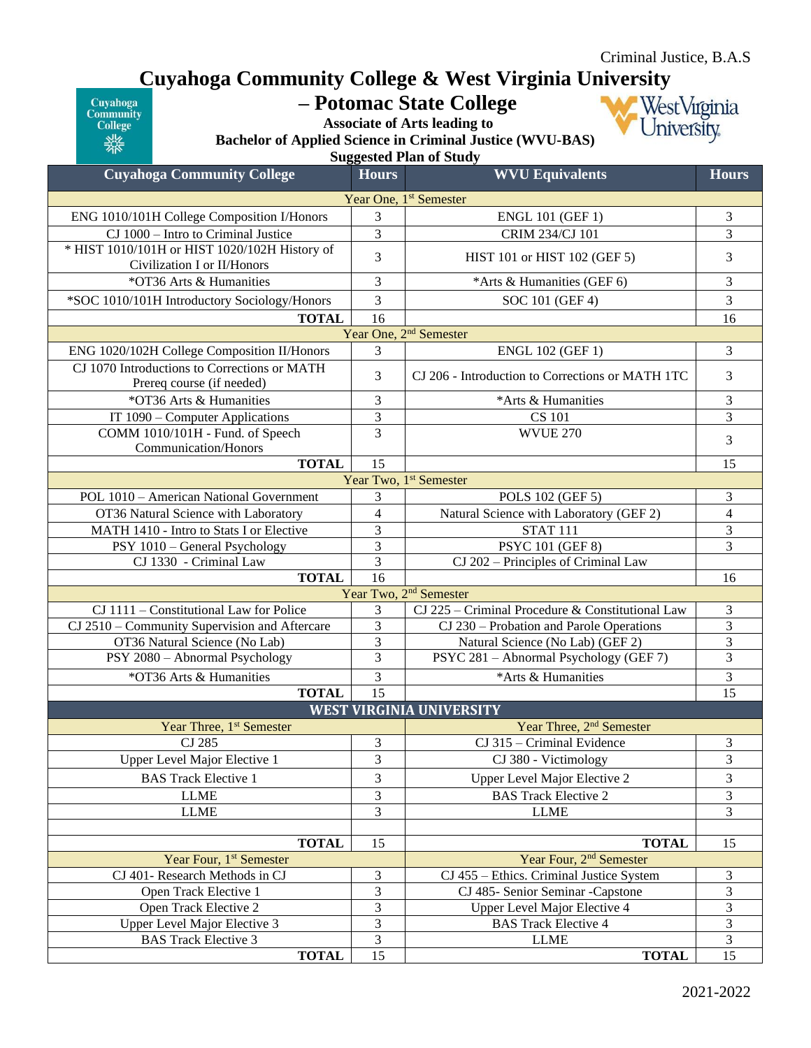Criminal Justice, B.A.S

# Cuyahoga Community College & West Virginia University – Potomac State College

**Associate of Arts leading to**
**Bachelor of Applied Science in Criminal Justice (WVU-BAS)**
**Suggested Plan of Study**

| Cuyahoga Community College | Hours | WVU Equivalents | Hours |
|---|---|---|---|
| Year One, 1st Semester | | | |
| ENG 1010/101H College Composition I/Honors | 3 | ENGL 101 (GEF 1) | 3 |
| CJ 1000 – Intro to Criminal Justice | 3 | CRIM 234/CJ 101 | 3 |
| * HIST 1010/101H or HIST 1020/102H History of Civilization I or II/Honors | 3 | HIST 101 or HIST 102 (GEF 5) | 3 |
| *OT36 Arts & Humanities | 3 | *Arts & Humanities (GEF 6) | 3 |
| *SOC 1010/101H Introductory Sociology/Honors | 3 | SOC 101 (GEF 4) | 3 |
| **TOTAL** | 16 | | 16 |
| Year One, 2nd Semester | | | |
| ENG 1020/102H College Composition II/Honors | 3 | ENGL 102 (GEF 1) | 3 |
| CJ 1070 Introductions to Corrections or MATH Prereq course (if needed) | 3 | CJ 206 - Introduction to Corrections or MATH 1TC | 3 |
| *OT36 Arts & Humanities | 3 | *Arts & Humanities | 3 |
| IT 1090 – Computer Applications | 3 | CS 101 | 3 |
| COMM 1010/101H - Fund. of Speech Communication/Honors | 3 | WVUE 270 | 3 |
| **TOTAL** | 15 | | 15 |
| Year Two, 1st Semester | | | |
| POL 1010 – American National Government | 3 | POLS 102 (GEF 5) | 3 |
| OT36 Natural Science with Laboratory | 4 | Natural Science with Laboratory (GEF 2) | 4 |
| MATH 1410 - Intro to Stats I or Elective | 3 | STAT 111 | 3 |
| PSY 1010 – General Psychology | 3 | PSYC 101 (GEF 8) | 3 |
| CJ 1330 - Criminal Law | 3 | CJ 202 – Principles of Criminal Law | |
| **TOTAL** | 16 | | 16 |
| Year Two, 2nd Semester | | | |
| CJ 1111 – Constitutional Law for Police | 3 | CJ 225 – Criminal Procedure & Constitutional Law | 3 |
| CJ 2510 – Community Supervision and Aftercare | 3 | CJ 230 – Probation and Parole Operations | 3 |
| OT36 Natural Science (No Lab) | 3 | Natural Science (No Lab) (GEF 2) | 3 |
| PSY 2080 – Abnormal Psychology | 3 | PSYC 281 – Abnormal Psychology (GEF 7) | 3 |
| *OT36 Arts & Humanities | 3 | *Arts & Humanities | 3 |
| **TOTAL** | 15 | | 15 |
| **WEST VIRGINIA UNIVERSITY** | | | |
| Year Three, 1st Semester | | Year Three, 2nd Semester | |
| CJ 285 | 3 | CJ 315 – Criminal Evidence | 3 |
| Upper Level Major Elective 1 | 3 | CJ 380 - Victimology | 3 |
| BAS Track Elective 1 | 3 | Upper Level Major Elective 2 | 3 |
| LLME | 3 | BAS Track Elective 2 | 3 |
| LLME | 3 | LLME | 3 |
| | | | |
| **TOTAL** | 15 | **TOTAL** | 15 |
| Year Four, 1st Semester | | Year Four, 2nd Semester | |
| CJ 401- Research Methods in CJ | 3 | CJ 455 – Ethics. Criminal Justice System | 3 |
| Open Track Elective 1 | 3 | CJ 485- Senior Seminar -Capstone | 3 |
| Open Track Elective 2 | 3 | Upper Level Major Elective 4 | 3 |
| Upper Level Major Elective 3 | 3 | BAS Track Elective 4 | 3 |
| BAS Track Elective 3 | 3 | LLME | 3 |
| **TOTAL** | 15 | **TOTAL** | 15 |

2021-2022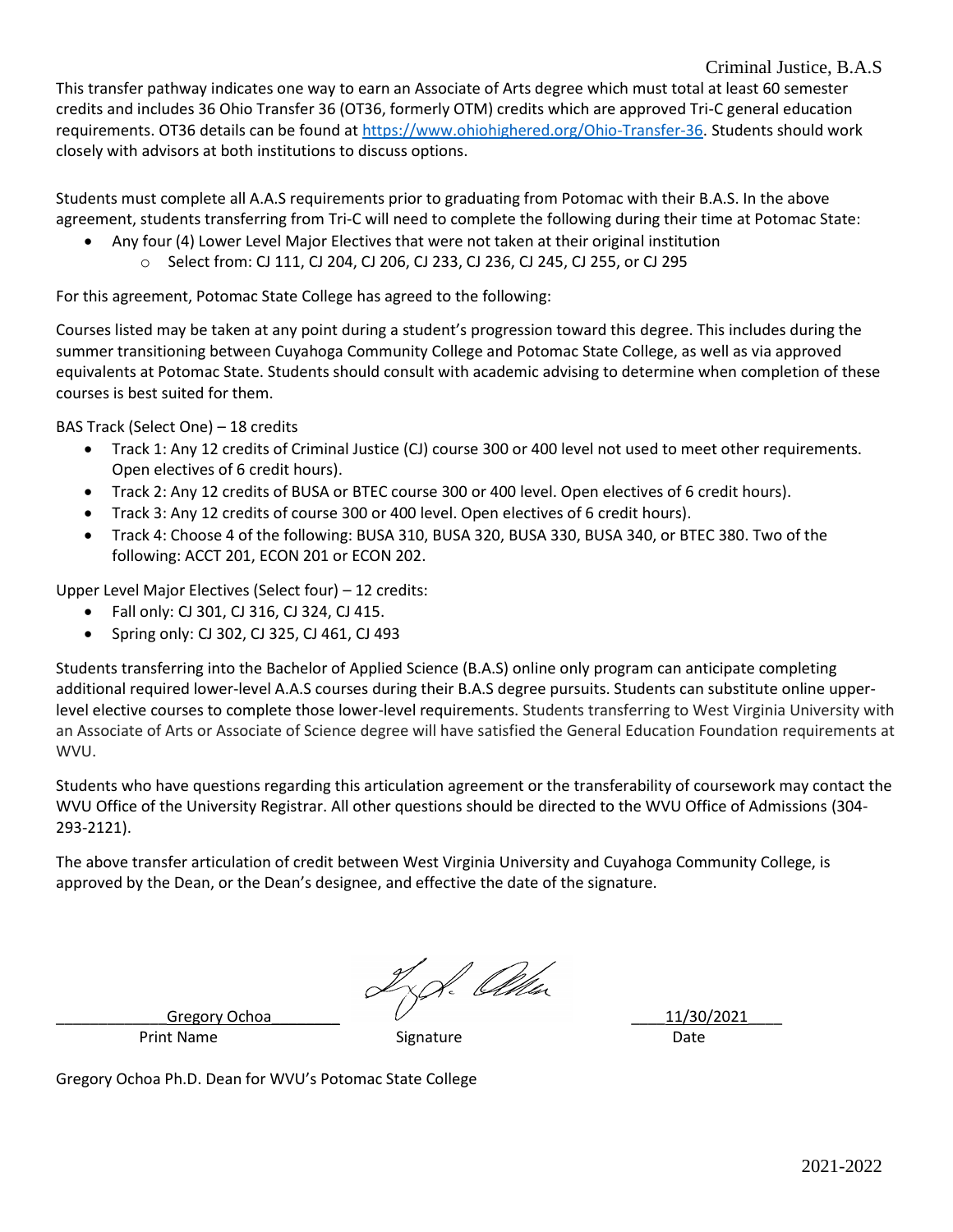Criminal Justice, B.A.S

This transfer pathway indicates one way to earn an Associate of Arts degree which must total at least 60 semester credits and includes 36 Ohio Transfer 36 (OT36, formerly OTM) credits which are approved Tri-C general education requirements. OT36 details can be found at https://www.ohiohighered.org/Ohio-Transfer-36. Students should work closely with advisors at both institutions to discuss options.

Students must complete all A.A.S requirements prior to graduating from Potomac with their B.A.S. In the above agreement, students transferring from Tri-C will need to complete the following during their time at Potomac State:

- Any four (4) Lower Level Major Electives that were not taken at their original institution
  - Select from: CJ 111, CJ 204, CJ 206, CJ 233, CJ 236, CJ 245, CJ 255, or CJ 295

For this agreement, Potomac State College has agreed to the following:

Courses listed may be taken at any point during a student's progression toward this degree. This includes during the summer transitioning between Cuyahoga Community College and Potomac State College, as well as via approved equivalents at Potomac State. Students should consult with academic advising to determine when completion of these courses is best suited for them.

BAS Track (Select One) – 18 credits

- Track 1: Any 12 credits of Criminal Justice (CJ) course 300 or 400 level not used to meet other requirements. Open electives of 6 credit hours).
- Track 2: Any 12 credits of BUSA or BTEC course 300 or 400 level. Open electives of 6 credit hours).
- Track 3: Any 12 credits of course 300 or 400 level. Open electives of 6 credit hours).
- Track 4: Choose 4 of the following: BUSA 310, BUSA 320, BUSA 330, BUSA 340, or BTEC 380. Two of the following: ACCT 201, ECON 201 or ECON 202.

Upper Level Major Electives (Select four) – 12 credits:

- Fall only: CJ 301, CJ 316, CJ 324, CJ 415.
- Spring only: CJ 302, CJ 325, CJ 461, CJ 493

Students transferring into the Bachelor of Applied Science (B.A.S) online only program can anticipate completing additional required lower-level A.A.S courses during their B.A.S degree pursuits. Students can substitute online upper-level elective courses to complete those lower-level requirements. Students transferring to West Virginia University with an Associate of Arts or Associate of Science degree will have satisfied the General Education Foundation requirements at WVU.

Students who have questions regarding this articulation agreement or the transferability of coursework may contact the WVU Office of the University Registrar. All other questions should be directed to the WVU Office of Admissions (304-293-2121).

The above transfer articulation of credit between West Virginia University and Cuyahoga Community College, is approved by the Dean, or the Dean's designee, and effective the date of the signature.

| | | |
|---|---|---|
| Gregory Ochoa | [signature] | 11/30/2021 |
| Print Name | Signature | Date |

Gregory Ochoa Ph.D. Dean for WVU's Potomac State College

2021-2022